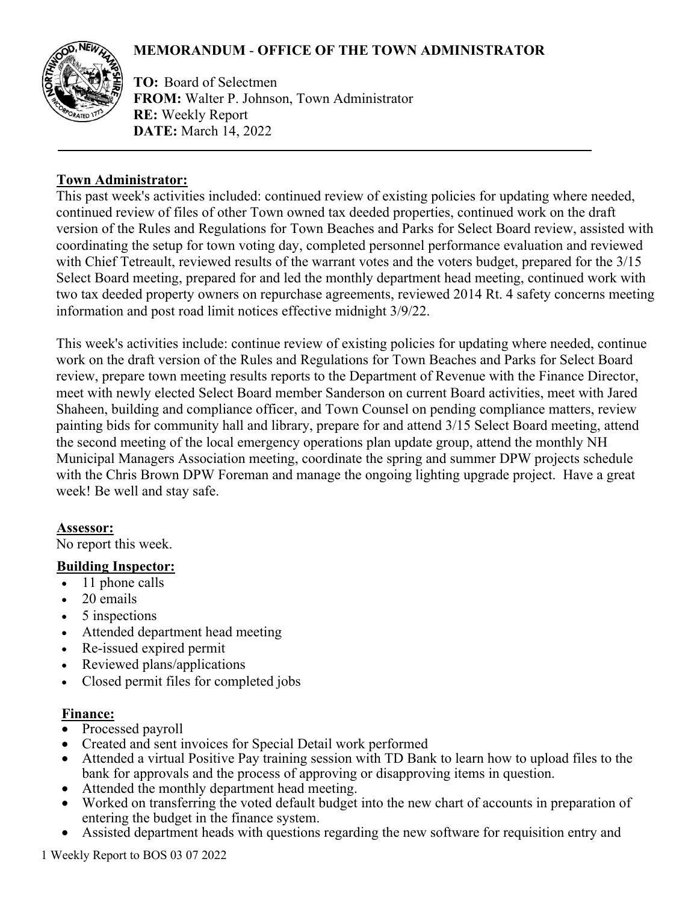# MEMORANDUM - OFFICE OF THE TOWN ADMINISTRATOR

**TO:** Board of Selectmen
**FROM:** Walter P. Johnson, Town Administrator
**RE:** Weekly Report
**DATE:** March 14, 2022

---

## Town Administrator:

This past week's activities included: continued review of existing policies for updating where needed, continued review of files of other Town owned tax deeded properties, continued work on the draft version of the Rules and Regulations for Town Beaches and Parks for Select Board review, assisted with coordinating the setup for town voting day, completed personnel performance evaluation and reviewed with Chief Tetreault, reviewed results of the warrant votes and the voters budget, prepared for the 3/15 Select Board meeting, prepared for and led the monthly department head meeting, continued work with two tax deeded property owners on repurchase agreements, reviewed 2014 Rt. 4 safety concerns meeting information and post road limit notices effective midnight 3/9/22.

This week's activities include: continue review of existing policies for updating where needed, continue work on the draft version of the Rules and Regulations for Town Beaches and Parks for Select Board review, prepare town meeting results reports to the Department of Revenue with the Finance Director, meet with newly elected Select Board member Sanderson on current Board activities, meet with Jared Shaheen, building and compliance officer, and Town Counsel on pending compliance matters, review painting bids for community hall and library, prepare for and attend 3/15 Select Board meeting, attend the second meeting of the local emergency operations plan update group, attend the monthly NH Municipal Managers Association meeting, coordinate the spring and summer DPW projects schedule with the Chris Brown DPW Foreman and manage the ongoing lighting upgrade project. Have a great week! Be well and stay safe.

## Assessor:

No report this week.

## Building Inspector:

- 11 phone calls
- 20 emails
- 5 inspections
- Attended department head meeting
- Re-issued expired permit
- Reviewed plans/applications
- Closed permit files for completed jobs

## Finance:

- Processed payroll
- Created and sent invoices for Special Detail work performed
- Attended a virtual Positive Pay training session with TD Bank to learn how to upload files to the bank for approvals and the process of approving or disapproving items in question.
- Attended the monthly department head meeting.
- Worked on transferring the voted default budget into the new chart of accounts in preparation of entering the budget in the finance system.
- Assisted department heads with questions regarding the new software for requisition entry and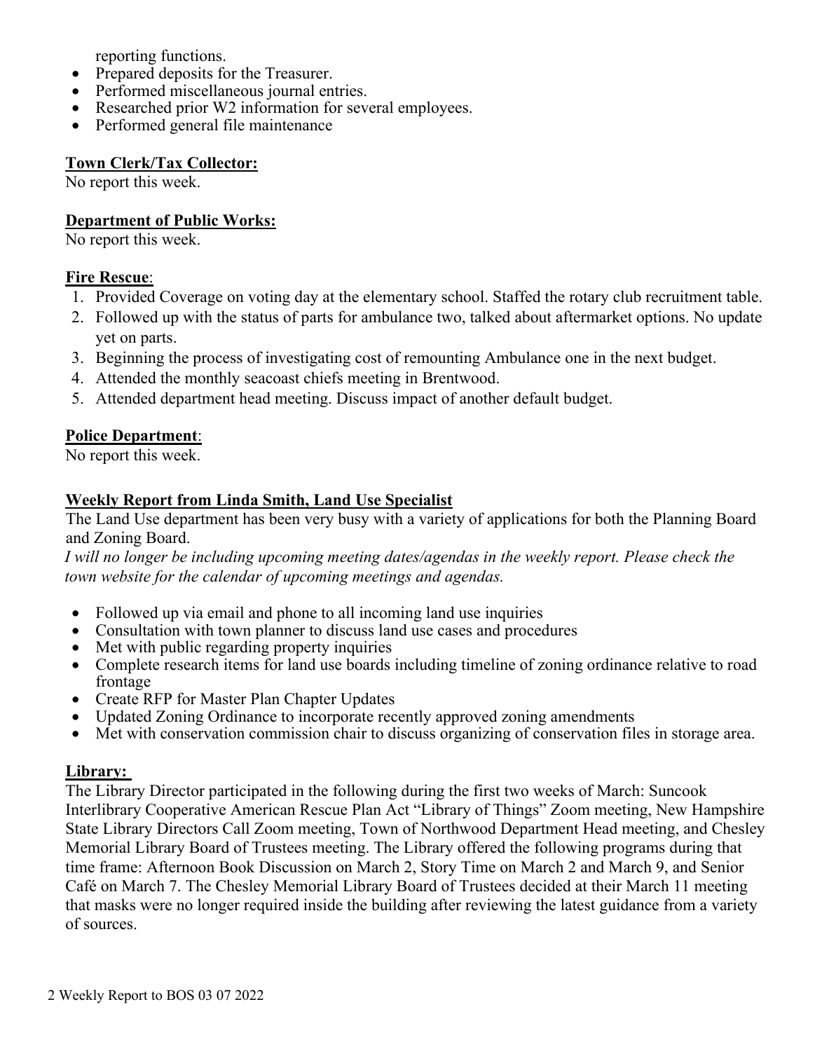reporting functions.

- Prepared deposits for the Treasurer.
- Performed miscellaneous journal entries.
- Researched prior W2 information for several employees.
- Performed general file maintenance

**Town Clerk/Tax Collector:**

No report this week.

**Department of Public Works:**

No report this week.

**Fire Rescue**:

1. Provided Coverage on voting day at the elementary school. Staffed the rotary club recruitment table.
2. Followed up with the status of parts for ambulance two, talked about aftermarket options. No update yet on parts.
3. Beginning the process of investigating cost of remounting Ambulance one in the next budget.
4. Attended the monthly seacoast chiefs meeting in Brentwood.
5. Attended department head meeting. Discuss impact of another default budget.

**Police Department**:

No report this week.

**Weekly Report from Linda Smith, Land Use Specialist**

The Land Use department has been very busy with a variety of applications for both the Planning Board and Zoning Board.

*I will no longer be including upcoming meeting dates/agendas in the weekly report. Please check the town website for the calendar of upcoming meetings and agendas.*

- Followed up via email and phone to all incoming land use inquiries
- Consultation with town planner to discuss land use cases and procedures
- Met with public regarding property inquiries
- Complete research items for land use boards including timeline of zoning ordinance relative to road frontage
- Create RFP for Master Plan Chapter Updates
- Updated Zoning Ordinance to incorporate recently approved zoning amendments
- Met with conservation commission chair to discuss organizing of conservation files in storage area.

**Library:**

The Library Director participated in the following during the first two weeks of March: Suncook Interlibrary Cooperative American Rescue Plan Act "Library of Things" Zoom meeting, New Hampshire State Library Directors Call Zoom meeting, Town of Northwood Department Head meeting, and Chesley Memorial Library Board of Trustees meeting. The Library offered the following programs during that time frame: Afternoon Book Discussion on March 2, Story Time on March 2 and March 9, and Senior Café on March 7. The Chesley Memorial Library Board of Trustees decided at their March 11 meeting that masks were no longer required inside the building after reviewing the latest guidance from a variety of sources.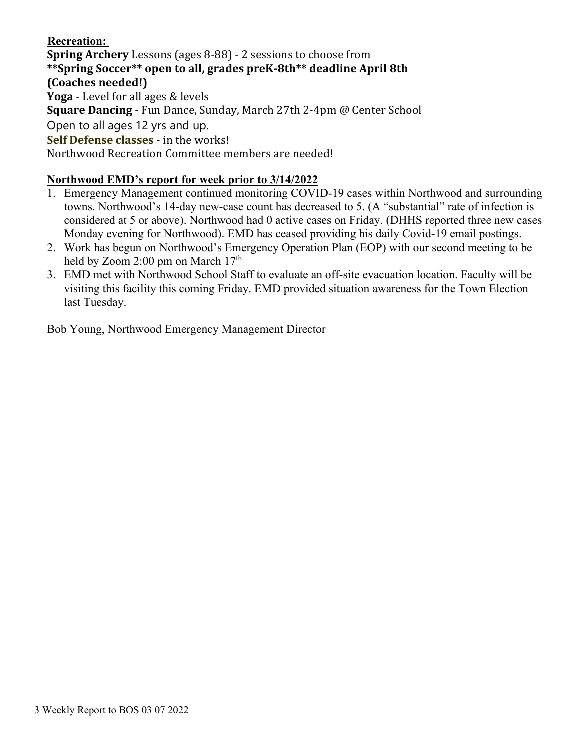**Recreation:**

**Spring Archery** Lessons (ages 8-88) - 2 sessions to choose from

****Spring Soccer** open to all, grades preK-8th** deadline April 8th (Coaches needed!)**

**Yoga** - Level for all ages & levels

**Square Dancing** - Fun Dance, Sunday, March 27th 2-4pm @ Center School

Open to all ages 12 yrs and up.

**Self Defense classes** - in the works!

Northwood Recreation Committee members are needed!

**Northwood EMD's report for week prior to 3/14/2022**

1. Emergency Management continued monitoring COVID-19 cases within Northwood and surrounding towns. Northwood's 14-day new-case count has decreased to 5. (A "substantial" rate of infection is considered at 5 or above). Northwood had 0 active cases on Friday. (DHHS reported three new cases Monday evening for Northwood). EMD has ceased providing his daily Covid-19 email postings.
2. Work has begun on Northwood's Emergency Operation Plan (EOP) with our second meeting to be held by Zoom 2:00 pm on March 17th.
3. EMD met with Northwood School Staff to evaluate an off-site evacuation location. Faculty will be visiting this facility this coming Friday. EMD provided situation awareness for the Town Election last Tuesday.

Bob Young, Northwood Emergency Management Director